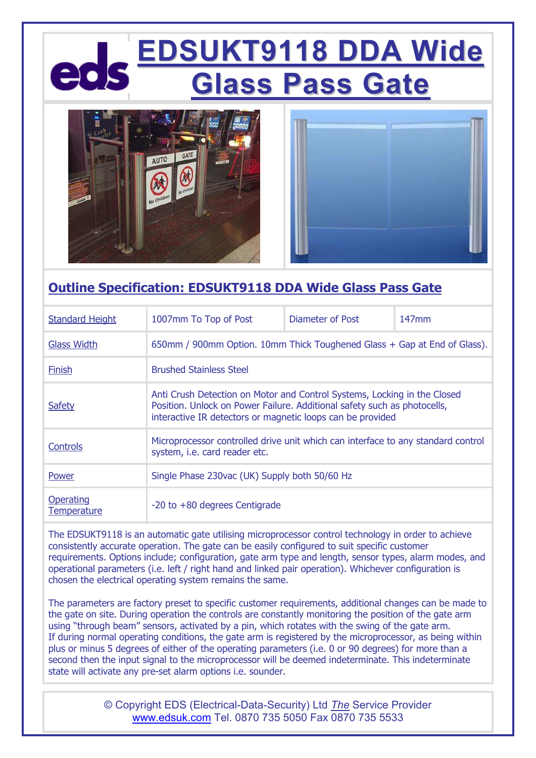# EDSUKT9118 DDA Wide Glass Pass Gate

## Outline Specification: EDSUKT9118 DDA Wide Glass Pass Gate

| Standard Height | 1007mm To Top of Post | Diameter of Post | 147mm |
|---|---|---|---|
| Glass Width | 650mm / 900mm Option. 10mm Thick Toughened Glass + Gap at End of Glass). | | |
| Finish | Brushed Stainless Steel | | |
| Safety | Anti Crush Detection on Motor and Control Systems, Locking in the Closed Position. Unlock on Power Failure. Additional safety such as photocells, interactive IR detectors or magnetic loops can be provided | | |
| Controls | Microprocessor controlled drive unit which can interface to any standard control system, i.e. card reader etc. | | |
| Power | Single Phase 230vac (UK) Supply both 50/60 Hz | | |
| Operating Temperature | -20 to +80 degrees Centigrade | | |

The EDSUKT9118 is an automatic gate utilising microprocessor control technology in order to achieve consistently accurate operation. The gate can be easily configured to suit specific customer requirements. Options include; configuration, gate arm type and length, sensor types, alarm modes, and operational parameters (i.e. left / right hand and linked pair operation). Whichever configuration is chosen the electrical operating system remains the same.

The parameters are factory preset to specific customer requirements, additional changes can be made to the gate on site. During operation the controls are constantly monitoring the position of the gate arm using "through beam" sensors, activated by a pin, which rotates with the swing of the gate arm.
If during normal operating conditions, the gate arm is registered by the microprocessor, as being within plus or minus 5 degrees of either of the operating parameters (i.e. 0 or 90 degrees) for more than a second then the input signal to the microprocessor will be deemed indeterminate. This indeterminate state will activate any pre-set alarm options i.e. sounder.

© Copyright EDS (Electrical-Data-Security) Ltd *The* Service Provider
www.edsuk.com Tel. 0870 735 5050 Fax 0870 735 5533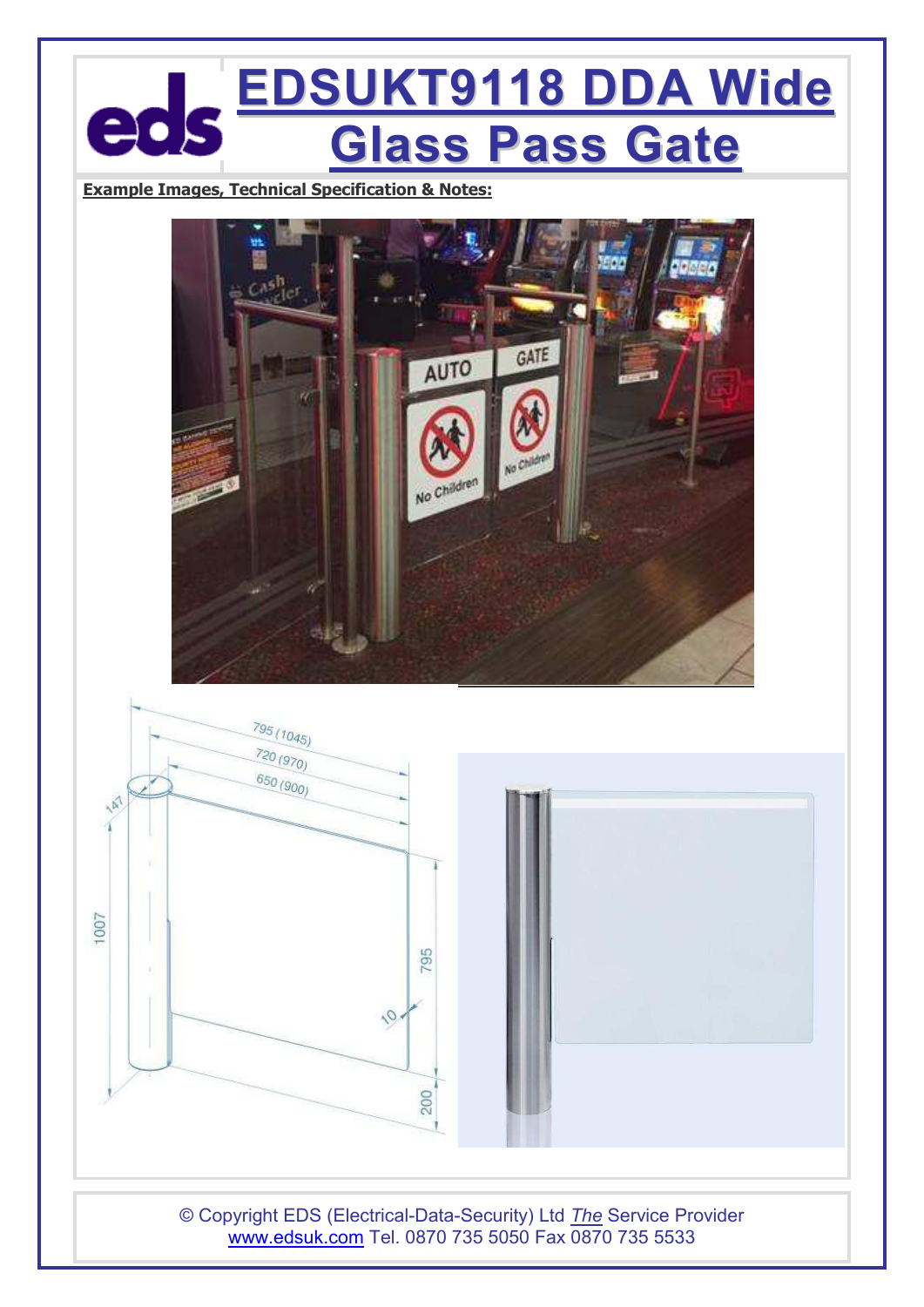# EDSUKT9118 DDA Wide Glass Pass Gate

**Example Images, Technical Specification & Notes:**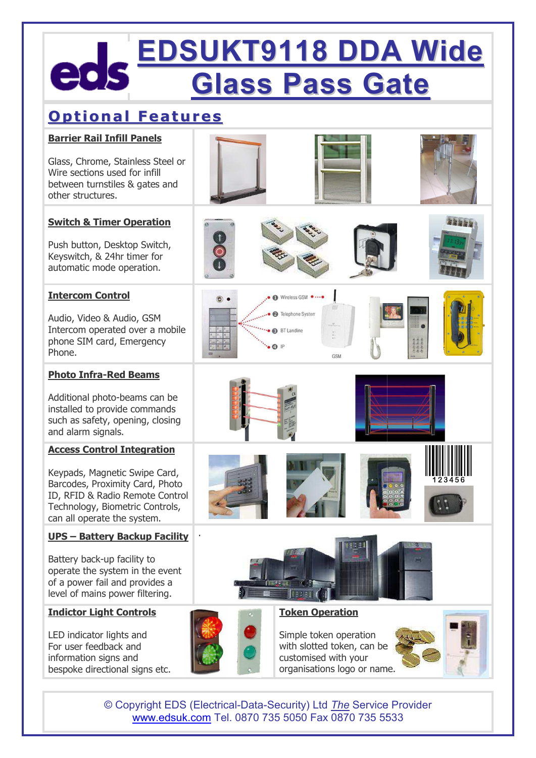# EDSUKT9118 DDA Wide Glass Pass Gate

## Optional Features

### Barrier Rail Infill Panels

Glass, Chrome, Stainless Steel or Wire sections used for infill between turnstiles & gates and other structures.

### Switch & Timer Operation

Push button, Desktop Switch, Keyswitch, & 24hr timer for automatic mode operation.

### Intercom Control

Audio, Video & Audio, GSM Intercom operated over a mobile phone SIM card, Emergency Phone.

### Photo Infra-Red Beams

Additional photo-beams can be installed to provide commands such as safety, opening, closing and alarm signals.

### Access Control Integration

Keypads, Magnetic Swipe Card, Barcodes, Proximity Card, Photo ID, RFID & Radio Remote Control Technology, Biometric Controls, can all operate the system.

### UPS – Battery Backup Facility

Battery back-up facility to operate the system in the event of a power fail and provides a level of mains power filtering.

### Indictor Light Controls

LED indicator lights and For user feedback and information signs and bespoke directional signs etc.

### Token Operation

Simple token operation with slotted token, can be customised with your organisations logo or name.

© Copyright EDS (Electrical-Data-Security) Ltd *The* Service Provider
www.edsuk.com Tel. 0870 735 5050 Fax 0870 735 5533